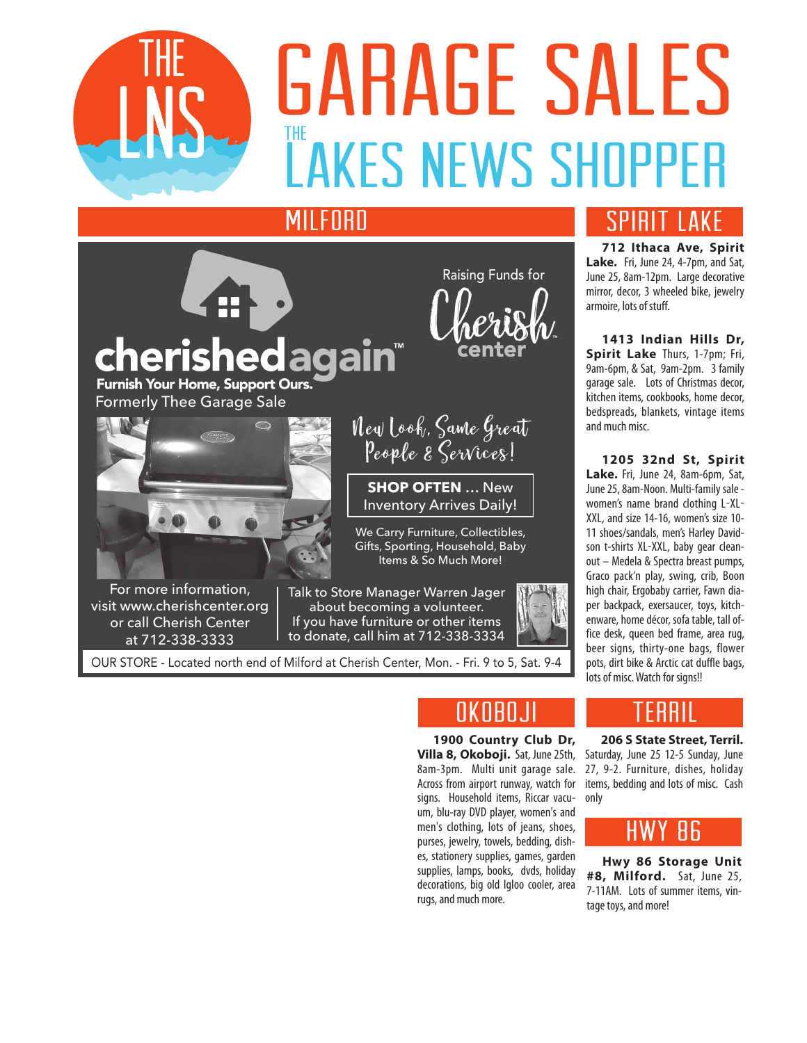# GARAGE SALES

## THE LAKES NEWS SHOPPER

## MILFORD

**cherishedagain™**

**Furnish Your Home, Support Ours.**

Formerly Thee Garage Sale

Raising Funds for Cherish center

*New Look, Same Great People & Services!*

**SHOP OFTEN ...** New Inventory Arrives Daily!

We Carry Furniture, Collectibles, Gifts, Sporting, Household, Baby Items & So Much More!

For more information, visit www.cherishcenter.org or call Cherish Center at 712-338-3333

Talk to Store Manager Warren Jager about becoming a volunteer. If you have furniture or other items to donate, call him at 712-338-3334

OUR STORE - Located north end of Milford at Cherish Center, Mon. - Fri. 9 to 5, Sat. 9-4

## SPIRIT LAKE

**712 Ithaca Ave, Spirit Lake.** Fri, June 24, 4-7pm, and Sat, June 25, 8am-12pm. Large decorative mirror, decor, 3 wheeled bike, jewelry armoire, lots of stuff.

**1413 Indian Hills Dr, Spirit Lake** Thurs, 1-7pm; Fri, 9am-6pm, & Sat, 9am-2pm. 3 family garage sale. Lots of Christmas decor, kitchen items, cookbooks, home decor, bedspreads, blankets, vintage items and much misc.

**1205 32nd St, Spirit Lake.** Fri, June 24, 8am-6pm, Sat, June 25, 8am-Noon. Multi-family sale - women's name brand clothing L-XL-XXL, and size 14-16, women's size 10-11 shoes/sandals, men's Harley Davidson t-shirts XL-XXL, baby gear cleanout – Medela & Spectra breast pumps, Graco pack'n play, swing, crib, Boon high chair, Ergobaby carrier, Fawn diaper backpack, exersaucer, toys, kitchenware, home décor, sofa table, tall office desk, queen bed frame, area rug, beer signs, thirty-one bags, flower pots, dirt bike & Arctic cat duffle bags, lots of misc. Watch for signs!!

## OKOBOJI

**1900 Country Club Dr, Villa 8, Okoboji.** Sat, June 25th, 8am-3pm. Multi unit garage sale. Across from airport runway, watch for signs. Household items, Riccar vacuum, blu-ray DVD player, women's and men's clothing, lots of jeans, shoes, purses, jewelry, towels, bedding, dishes, stationery supplies, games, garden supplies, lamps, books, dvds, holiday decorations, big old Igloo cooler, area rugs, and much more.

## TERRIL

**206 S State Street, Terril.** Saturday, June 25 12-5 Sunday, June 27, 9-2. Furniture, dishes, holiday items, bedding and lots of misc. Cash only

## HWY 86

**Hwy 86 Storage Unit #8, Milford.** Sat, June 25, 7-11AM. Lots of summer items, vintage toys, and more!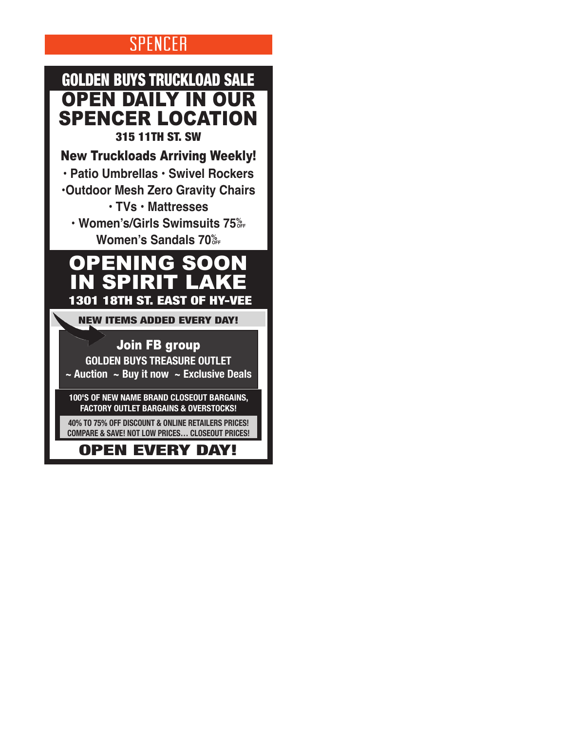# SPENCER

## GOLDEN BUYS TRUCKLOAD SALE

## OPEN DAILY IN OUR SPENCER LOCATION

**315 11TH ST. SW**

**New Truckloads Arriving Weekly!**

**• Patio Umbrellas • Swivel Rockers**

**•Outdoor Mesh Zero Gravity Chairs**

**• TVs • Mattresses**

**• Women's/Girls Swimsuits 75% OFF**

**Women's Sandals 70% OFF**

## OPENING SOON IN SPIRIT LAKE

**1301 18TH ST. EAST OF HY-VEE**

**NEW ITEMS ADDED EVERY DAY!**

**Join FB group**

**GOLDEN BUYS TREASURE OUTLET**

**~ Auction ~ Buy it now ~ Exclusive Deals**

**100'S OF NEW NAME BRAND CLOSEOUT BARGAINS, FACTORY OUTLET BARGAINS & OVERSTOCKS!**

**40% TO 75% OFF DISCOUNT & ONLINE RETAILERS PRICES! COMPARE & SAVE! NOT LOW PRICES… CLOSEOUT PRICES!**

## OPEN EVERY DAY!